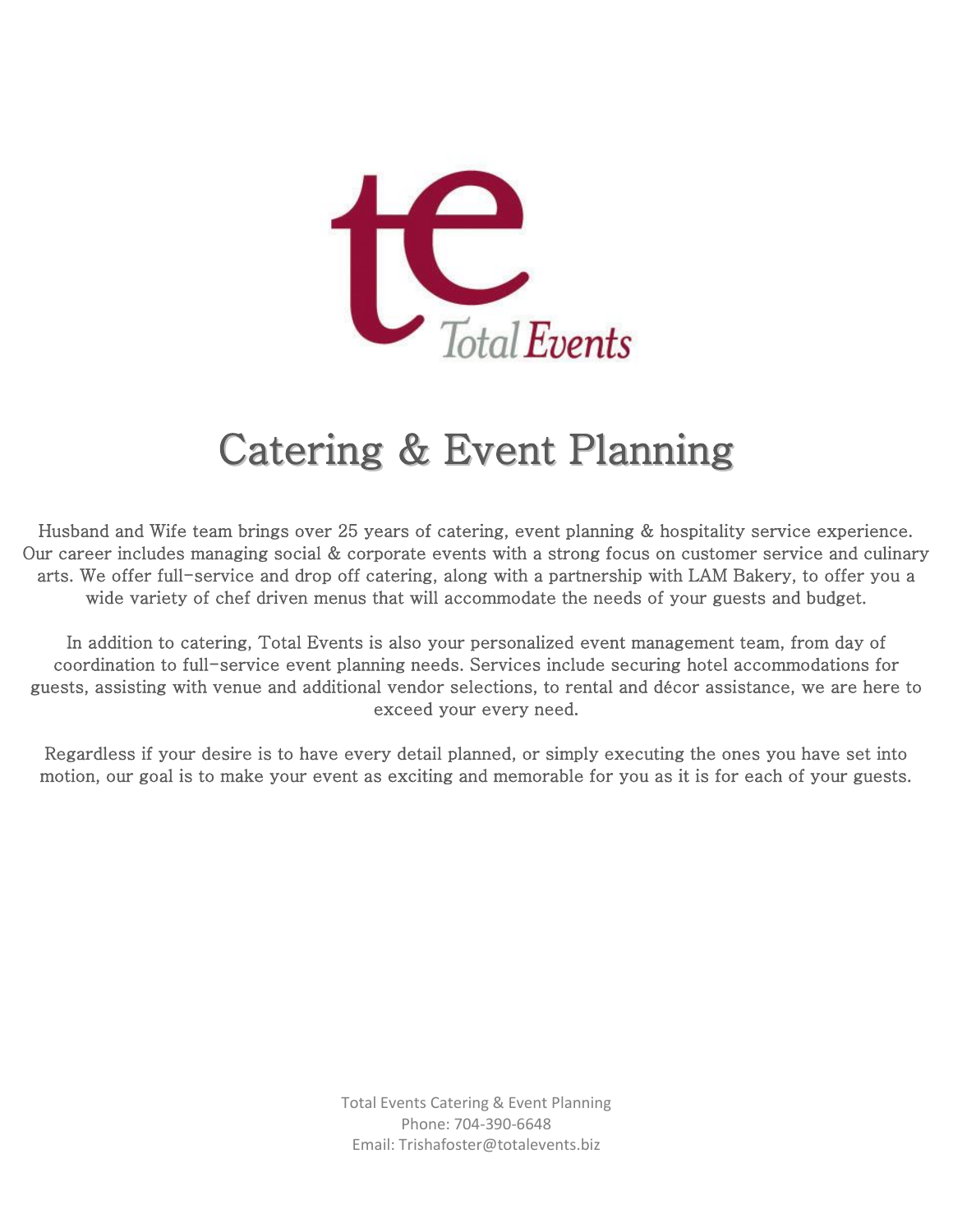te Total Events

# Catering & Event Planning

Husband and Wife team brings over 25 years of catering, event planning & hospitality service experience. Our career includes managing social & corporate events with a strong focus on customer service and culinary arts. We offer full-service and drop off catering, along with a partnership with LAM Bakery, to offer you a wide variety of chef driven menus that will accommodate the needs of your guests and budget.

In addition to catering, Total Events is also your personalized event management team, from day of coordination to full-service event planning needs. Services include securing hotel accommodations for guests, assisting with venue and additional vendor selections, to rental and décor assistance, we are here to exceed your every need.

Regardless if your desire is to have every detail planned, or simply executing the ones you have set into motion, our goal is to make your event as exciting and memorable for you as it is for each of your guests.

Total Events Catering & Event Planning
Phone: 704-390-6648
Email: Trishafoster@totalevents.biz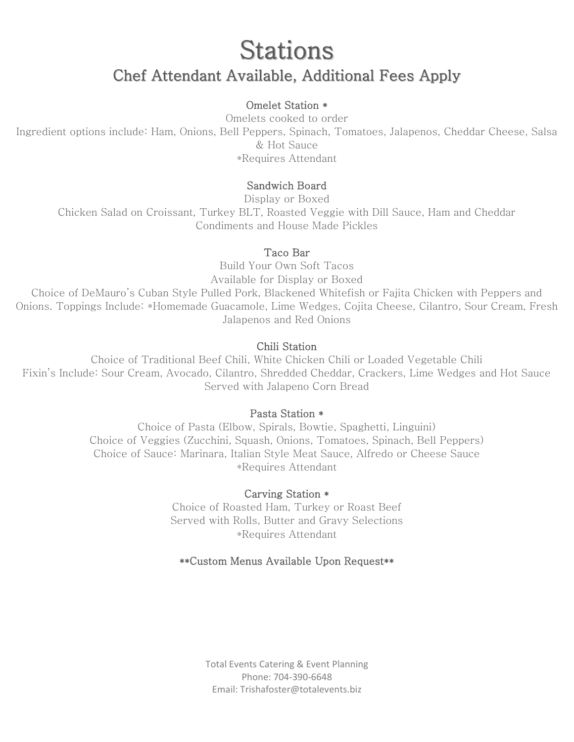# Stations

## Chef Attendant Available, Additional Fees Apply

### Omelet Station *

Omelets cooked to order

Ingredient options include: Ham, Onions, Bell Peppers, Spinach, Tomatoes, Jalapenos, Cheddar Cheese, Salsa & Hot Sauce

*Requires Attendant

### Sandwich Board

Display or Boxed

Chicken Salad on Croissant, Turkey BLT, Roasted Veggie with Dill Sauce, Ham and Cheddar

Condiments and House Made Pickles

### Taco Bar

Build Your Own Soft Tacos

Available for Display or Boxed

Choice of DeMauro's Cuban Style Pulled Pork, Blackened Whitefish or Fajita Chicken with Peppers and Onions. Toppings Include: *Homemade Guacamole, Lime Wedges, Cojita Cheese, Cilantro, Sour Cream, Fresh Jalapenos and Red Onions

### Chili Station

Choice of Traditional Beef Chili, White Chicken Chili or Loaded Vegetable Chili

Fixin's Include: Sour Cream, Avocado, Cilantro, Shredded Cheddar, Crackers, Lime Wedges and Hot Sauce

Served with Jalapeno Corn Bread

### Pasta Station *

Choice of Pasta (Elbow, Spirals, Bowtie, Spaghetti, Linguini)

Choice of Veggies (Zucchini, Squash, Onions, Tomatoes, Spinach, Bell Peppers)

Choice of Sauce: Marinara, Italian Style Meat Sauce, Alfredo or Cheese Sauce

*Requires Attendant

### Carving Station *

Choice of Roasted Ham, Turkey or Roast Beef

Served with Rolls, Butter and Gravy Selections

*Requires Attendant

**Custom Menus Available Upon Request**

Total Events Catering & Event Planning
Phone: 704-390-6648
Email: Trishafoster@totalevents.biz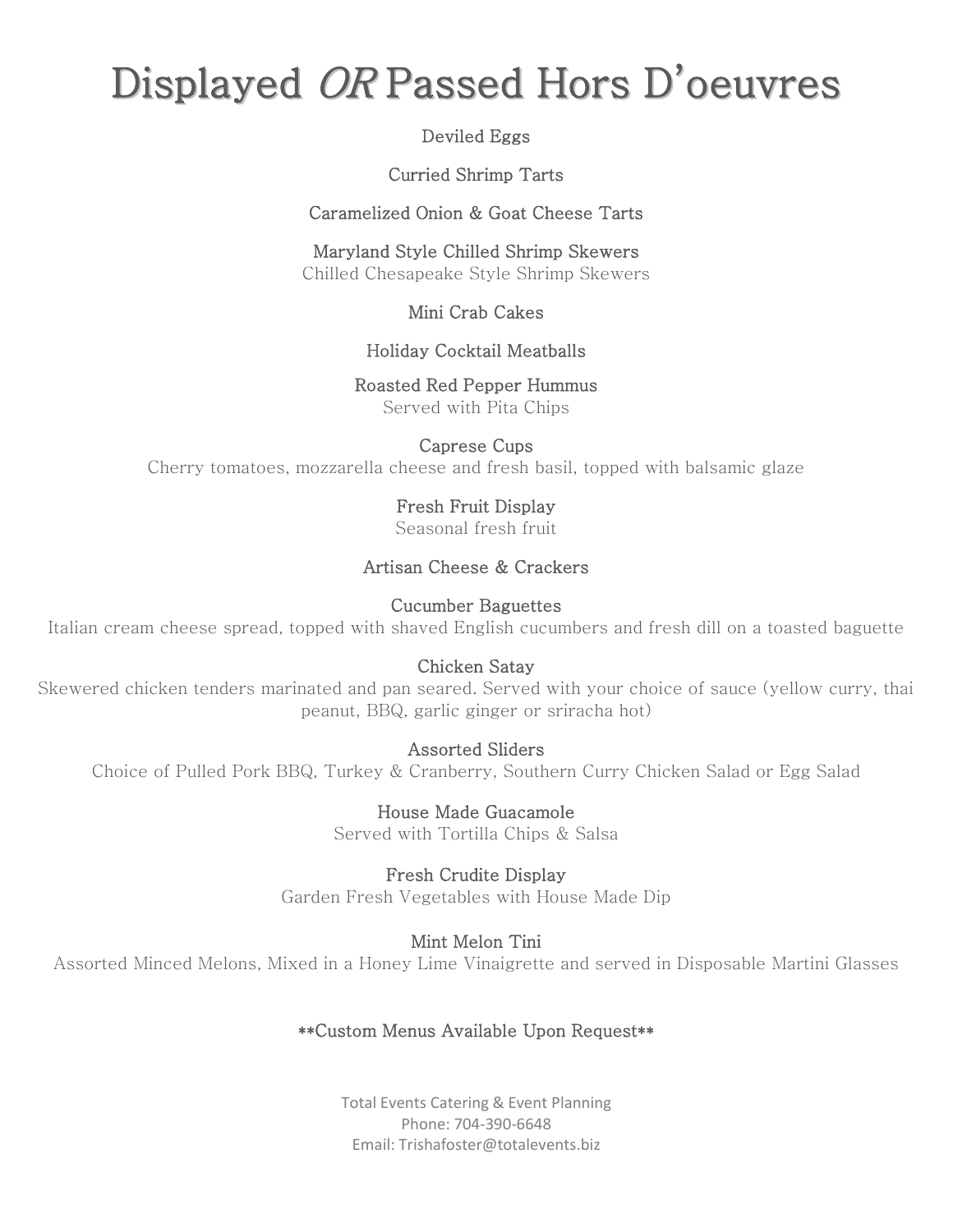# Displayed *OR* Passed Hors D'oeuvres

**Deviled Eggs**

**Curried Shrimp Tarts**

**Caramelized Onion & Goat Cheese Tarts**

**Maryland Style Chilled Shrimp Skewers**
Chilled Chesapeake Style Shrimp Skewers

**Mini Crab Cakes**

**Holiday Cocktail Meatballs**

**Roasted Red Pepper Hummus**
Served with Pita Chips

**Caprese Cups**
Cherry tomatoes, mozzarella cheese and fresh basil, topped with balsamic glaze

**Fresh Fruit Display**
Seasonal fresh fruit

**Artisan Cheese & Crackers**

**Cucumber Baguettes**
Italian cream cheese spread, topped with shaved English cucumbers and fresh dill on a toasted baguette

**Chicken Satay**
Skewered chicken tenders marinated and pan seared. Served with your choice of sauce (yellow curry, thai peanut, BBQ, garlic ginger or sriracha hot)

**Assorted Sliders**
Choice of Pulled Pork BBQ, Turkey & Cranberry, Southern Curry Chicken Salad or Egg Salad

**House Made Guacamole**
Served with Tortilla Chips & Salsa

**Fresh Crudite Display**
Garden Fresh Vegetables with House Made Dip

**Mint Melon Tini**
Assorted Minced Melons, Mixed in a Honey Lime Vinaigrette and served in Disposable Martini Glasses

**\*\*Custom Menus Available Upon Request\*\***

Total Events Catering & Event Planning
Phone: 704-390-6648
Email: Trishafoster@totalevents.biz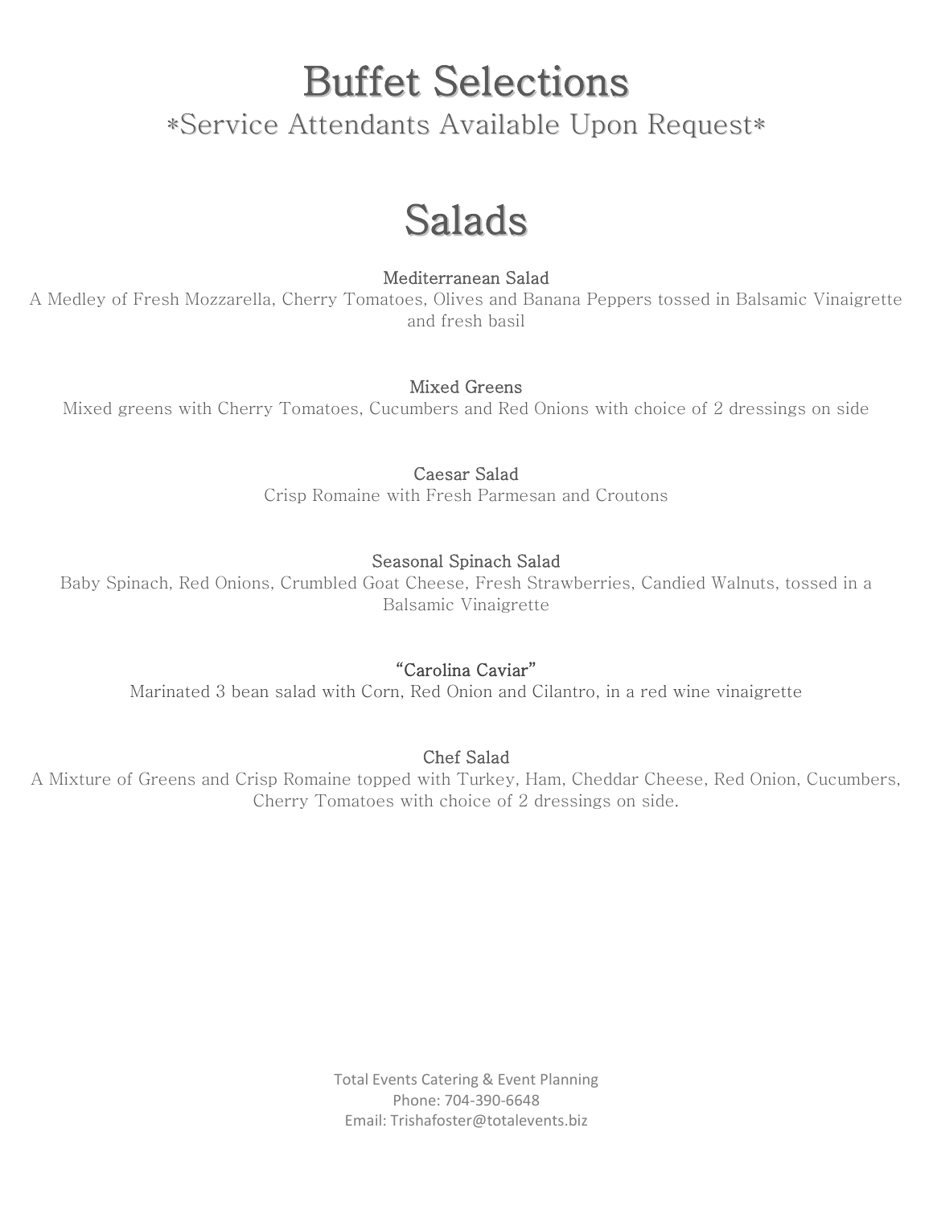# Buffet Selections

*Service Attendants Available Upon Request*

## Salads

**Mediterranean Salad**

A Medley of Fresh Mozzarella, Cherry Tomatoes, Olives and Banana Peppers tossed in Balsamic Vinaigrette and fresh basil

**Mixed Greens**

Mixed greens with Cherry Tomatoes, Cucumbers and Red Onions with choice of 2 dressings on side

**Caesar Salad**

Crisp Romaine with Fresh Parmesan and Croutons

**Seasonal Spinach Salad**

Baby Spinach, Red Onions, Crumbled Goat Cheese, Fresh Strawberries, Candied Walnuts, tossed in a Balsamic Vinaigrette

**"Carolina Caviar"**

Marinated 3 bean salad with Corn, Red Onion and Cilantro, in a red wine vinaigrette

**Chef Salad**

A Mixture of Greens and Crisp Romaine topped with Turkey, Ham, Cheddar Cheese, Red Onion, Cucumbers, Cherry Tomatoes with choice of 2 dressings on side.

Total Events Catering & Event Planning
Phone: 704-390-6648
Email: Trishafoster@totalevents.biz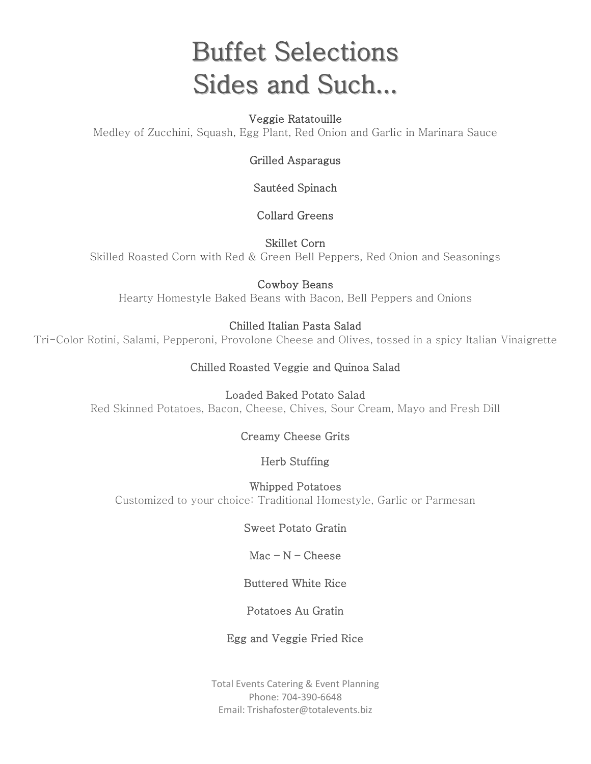# Buffet Selections
# Sides and Such...

**Veggie Ratatouille**
Medley of Zucchini, Squash, Egg Plant, Red Onion and Garlic in Marinara Sauce

**Grilled Asparagus**

**Sautéed Spinach**

**Collard Greens**

**Skillet Corn**
Skilled Roasted Corn with Red & Green Bell Peppers, Red Onion and Seasonings

**Cowboy Beans**
Hearty Homestyle Baked Beans with Bacon, Bell Peppers and Onions

**Chilled Italian Pasta Salad**
Tri-Color Rotini, Salami, Pepperoni, Provolone Cheese and Olives, tossed in a spicy Italian Vinaigrette

**Chilled Roasted Veggie and Quinoa Salad**

**Loaded Baked Potato Salad**
Red Skinned Potatoes, Bacon, Cheese, Chives, Sour Cream, Mayo and Fresh Dill

**Creamy Cheese Grits**

**Herb Stuffing**

**Whipped Potatoes**
Customized to your choice: Traditional Homestyle, Garlic or Parmesan

**Sweet Potato Gratin**

**Mac – N – Cheese**

**Buttered White Rice**

**Potatoes Au Gratin**

**Egg and Veggie Fried Rice**

Total Events Catering & Event Planning
Phone: 704-390-6648
Email: Trishafoster@totalevents.biz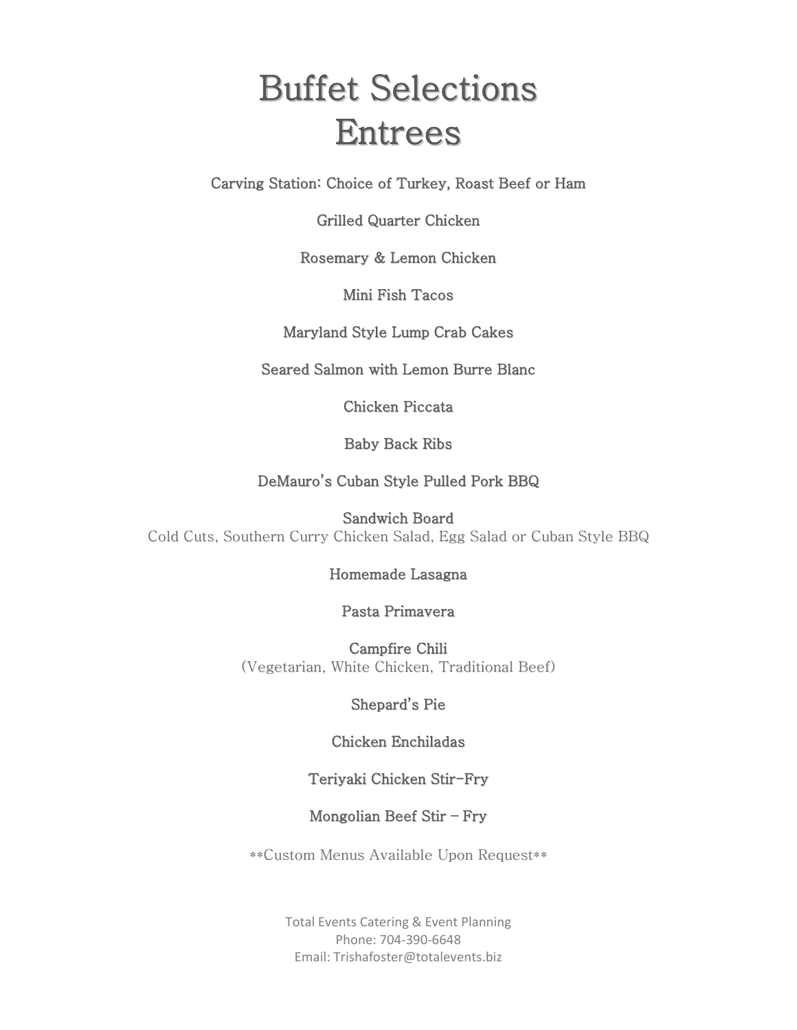# Buffet Selections
# Entrees

**Carving Station: Choice of Turkey, Roast Beef or Ham**

**Grilled Quarter Chicken**

**Rosemary & Lemon Chicken**

**Mini Fish Tacos**

**Maryland Style Lump Crab Cakes**

**Seared Salmon with Lemon Burre Blanc**

**Chicken Piccata**

**Baby Back Ribs**

**DeMauro's Cuban Style Pulled Pork BBQ**

**Sandwich Board**
Cold Cuts, Southern Curry Chicken Salad, Egg Salad or Cuban Style BBQ

**Homemade Lasagna**

**Pasta Primavera**

**Campfire Chili**
(Vegetarian, White Chicken, Traditional Beef)

**Shepard's Pie**

**Chicken Enchiladas**

**Teriyaki Chicken Stir-Fry**

**Mongolian Beef Stir - Fry**

**Custom Menus Available Upon Request**

Total Events Catering & Event Planning
Phone: 704-390-6648
Email: Trishafoster@totalevents.biz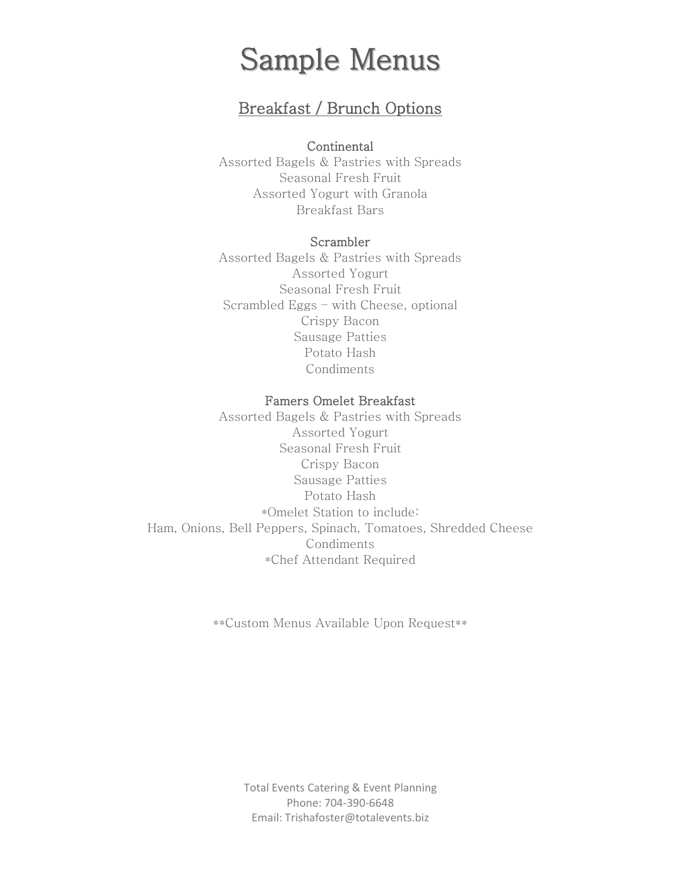# Sample Menus

## Breakfast / Brunch Options

### Continental

Assorted Bagels & Pastries with Spreads
Seasonal Fresh Fruit
Assorted Yogurt with Granola
Breakfast Bars

### Scrambler

Assorted Bagels & Pastries with Spreads
Assorted Yogurt
Seasonal Fresh Fruit
Scrambled Eggs – with Cheese, optional
Crispy Bacon
Sausage Patties
Potato Hash
Condiments

### Famers Omelet Breakfast

Assorted Bagels & Pastries with Spreads
Assorted Yogurt
Seasonal Fresh Fruit
Crispy Bacon
Sausage Patties
Potato Hash
*Omelet Station to include:
Ham, Onions, Bell Peppers, Spinach, Tomatoes, Shredded Cheese
Condiments
*Chef Attendant Required

**Custom Menus Available Upon Request**

Total Events Catering & Event Planning
Phone: 704-390-6648
Email: Trishafoster@totalevents.biz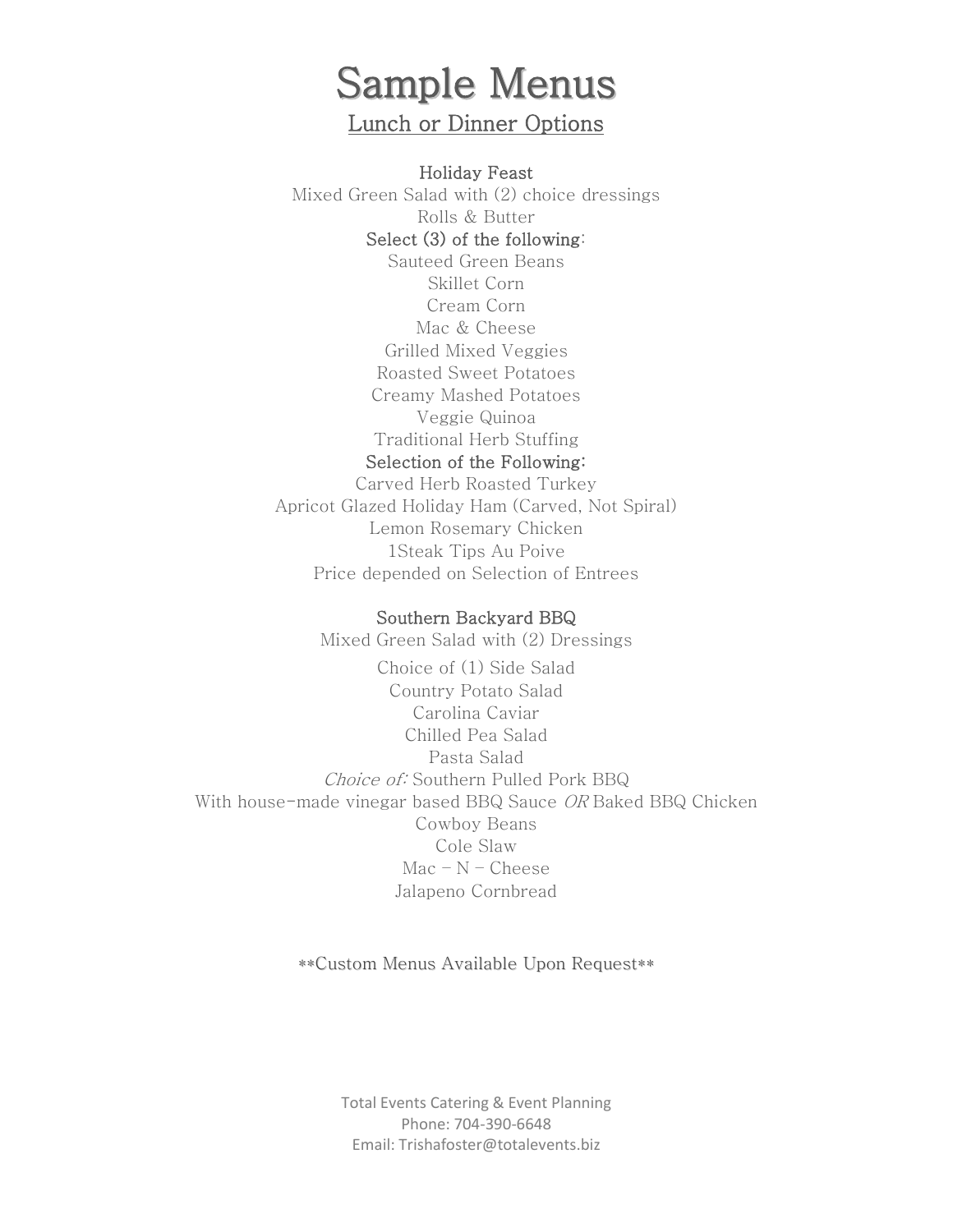# Sample Menus

## Lunch or Dinner Options

### Holiday Feast

Mixed Green Salad with (2) choice dressings
Rolls & Butter

**Select (3) of the following:**

Sauteed Green Beans
Skillet Corn
Cream Corn
Mac & Cheese
Grilled Mixed Veggies
Roasted Sweet Potatoes
Creamy Mashed Potatoes
Veggie Quinoa
Traditional Herb Stuffing

**Selection of the Following:**

Carved Herb Roasted Turkey
Apricot Glazed Holiday Ham (Carved, Not Spiral)
Lemon Rosemary Chicken
1Steak Tips Au Poive
Price depended on Selection of Entrees

### Southern Backyard BBQ

Mixed Green Salad with (2) Dressings
Choice of (1) Side Salad
Country Potato Salad
Carolina Caviar
Chilled Pea Salad
Pasta Salad
*Choice of:* Southern Pulled Pork BBQ
With house-made vinegar based BBQ Sauce *OR* Baked BBQ Chicken
Cowboy Beans
Cole Slaw
Mac – N – Cheese
Jalapeno Cornbread

**Custom Menus Available Upon Request**

Total Events Catering & Event Planning
Phone: 704-390-6648
Email: Trishafoster@totalevents.biz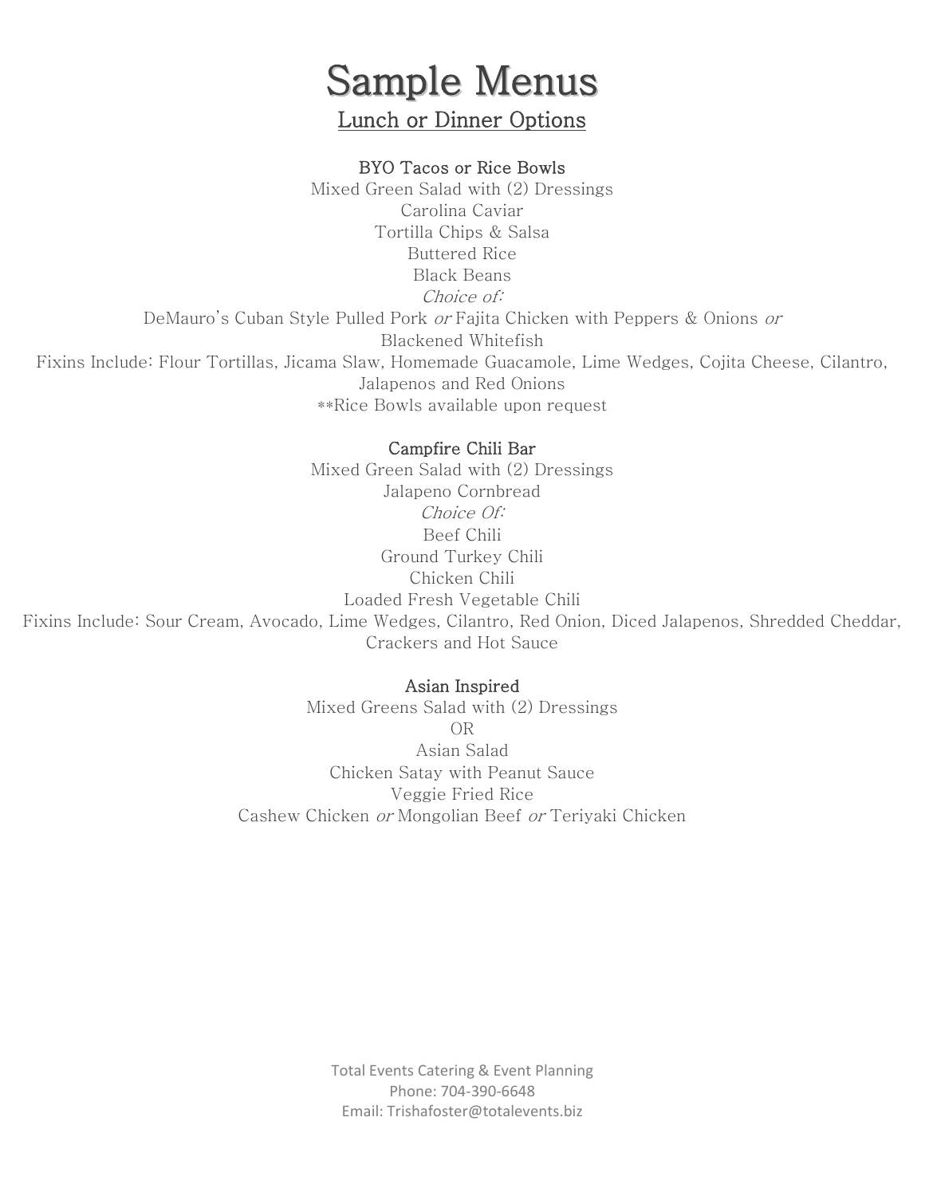# Sample Menus

## Lunch or Dinner Options

### BYO Tacos or Rice Bowls

Mixed Green Salad with (2) Dressings
Carolina Caviar
Tortilla Chips & Salsa
Buttered Rice
Black Beans
*Choice of:*
DeMauro's Cuban Style Pulled Pork *or* Fajita Chicken with Peppers & Onions *or*
Blackened Whitefish
Fixins Include: Flour Tortillas, Jicama Slaw, Homemade Guacamole, Lime Wedges, Cojita Cheese, Cilantro, Jalapenos and Red Onions
**Rice Bowls available upon request

### Campfire Chili Bar

Mixed Green Salad with (2) Dressings
Jalapeno Cornbread
*Choice Of:*
Beef Chili
Ground Turkey Chili
Chicken Chili
Loaded Fresh Vegetable Chili
Fixins Include: Sour Cream, Avocado, Lime Wedges, Cilantro, Red Onion, Diced Jalapenos, Shredded Cheddar, Crackers and Hot Sauce

### Asian Inspired

Mixed Greens Salad with (2) Dressings
OR
Asian Salad
Chicken Satay with Peanut Sauce
Veggie Fried Rice
Cashew Chicken *or* Mongolian Beef *or* Teriyaki Chicken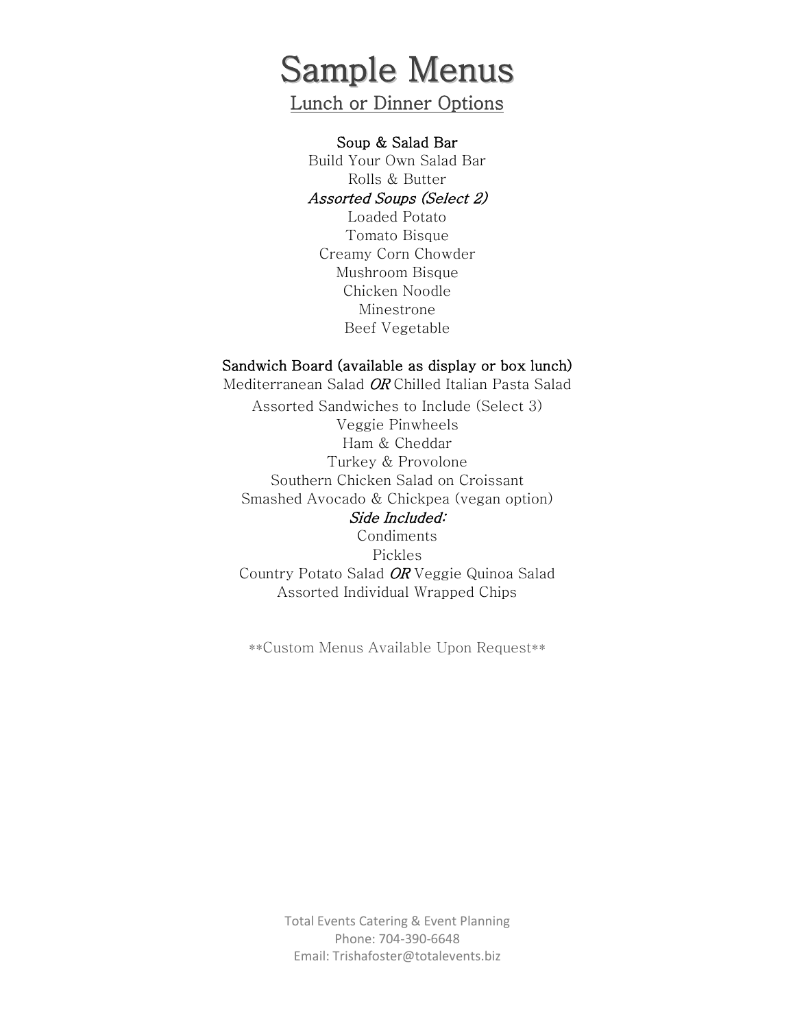# Sample Menus

## Lunch or Dinner Options

### Soup & Salad Bar

Build Your Own Salad Bar
Rolls & Butter

*Assorted Soups (Select 2)*

Loaded Potato
Tomato Bisque
Creamy Corn Chowder
Mushroom Bisque
Chicken Noodle
Minestrone
Beef Vegetable

### Sandwich Board (available as display or box lunch)

Mediterranean Salad *OR* Chilled Italian Pasta Salad

Assorted Sandwiches to Include (Select 3)

Veggie Pinwheels
Ham & Cheddar
Turkey & Provolone
Southern Chicken Salad on Croissant
Smashed Avocado & Chickpea (vegan option)

*Side Included:*

Condiments
Pickles
Country Potato Salad *OR* Veggie Quinoa Salad
Assorted Individual Wrapped Chips

**Custom Menus Available Upon Request**

Total Events Catering & Event Planning
Phone: 704-390-6648
Email: Trishafoster@totalevents.biz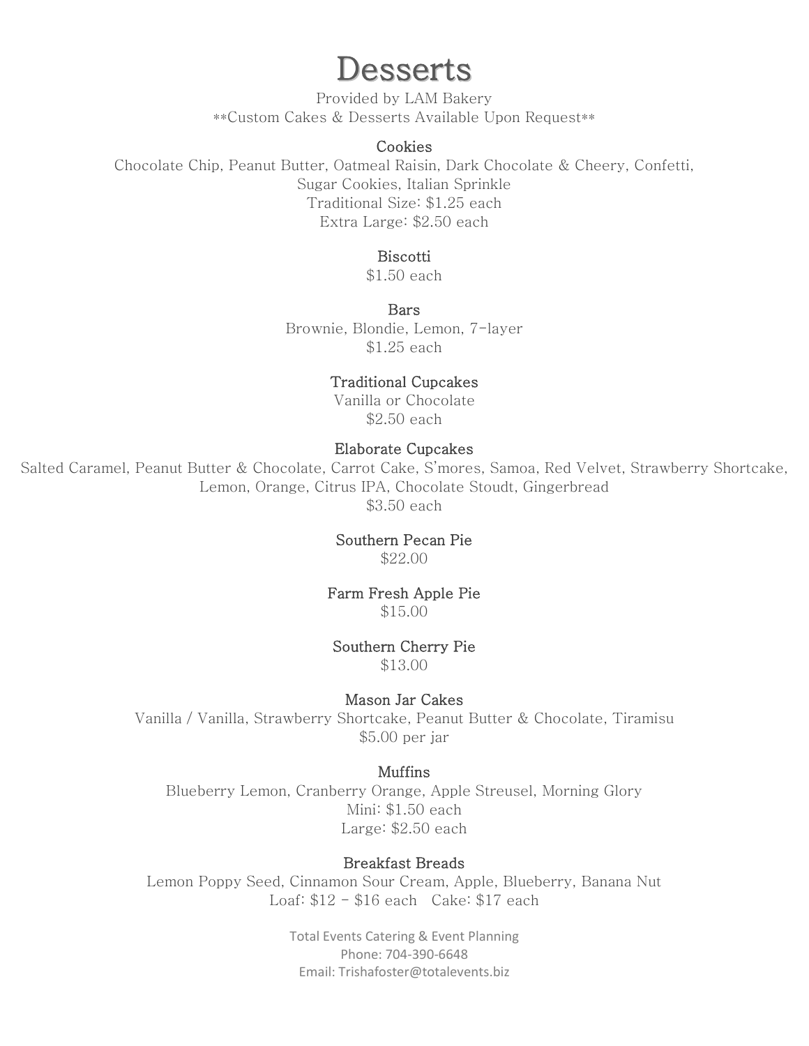# Desserts

Provided by LAM Bakery
**Custom Cakes & Desserts Available Upon Request**

### Cookies

Chocolate Chip, Peanut Butter, Oatmeal Raisin, Dark Chocolate & Cheery, Confetti, Sugar Cookies, Italian Sprinkle
Traditional Size: $1.25 each
Extra Large: $2.50 each

### Biscotti

$1.50 each

### Bars

Brownie, Blondie, Lemon, 7-layer
$1.25 each

### Traditional Cupcakes

Vanilla or Chocolate
$2.50 each

### Elaborate Cupcakes

Salted Caramel, Peanut Butter & Chocolate, Carrot Cake, S'mores, Samoa, Red Velvet, Strawberry Shortcake, Lemon, Orange, Citrus IPA, Chocolate Stoudt, Gingerbread
$3.50 each

### Southern Pecan Pie

$22.00

### Farm Fresh Apple Pie

$15.00

### Southern Cherry Pie

$13.00

### Mason Jar Cakes

Vanilla / Vanilla, Strawberry Shortcake, Peanut Butter & Chocolate, Tiramisu
$5.00 per jar

### Muffins

Blueberry Lemon, Cranberry Orange, Apple Streusel, Morning Glory
Mini: $1.50 each
Large: $2.50 each

### Breakfast Breads

Lemon Poppy Seed, Cinnamon Sour Cream, Apple, Blueberry, Banana Nut
Loaf: $12 - $16 each   Cake: $17 each

Total Events Catering & Event Planning
Phone: 704-390-6648
Email: Trishafoster@totalevents.biz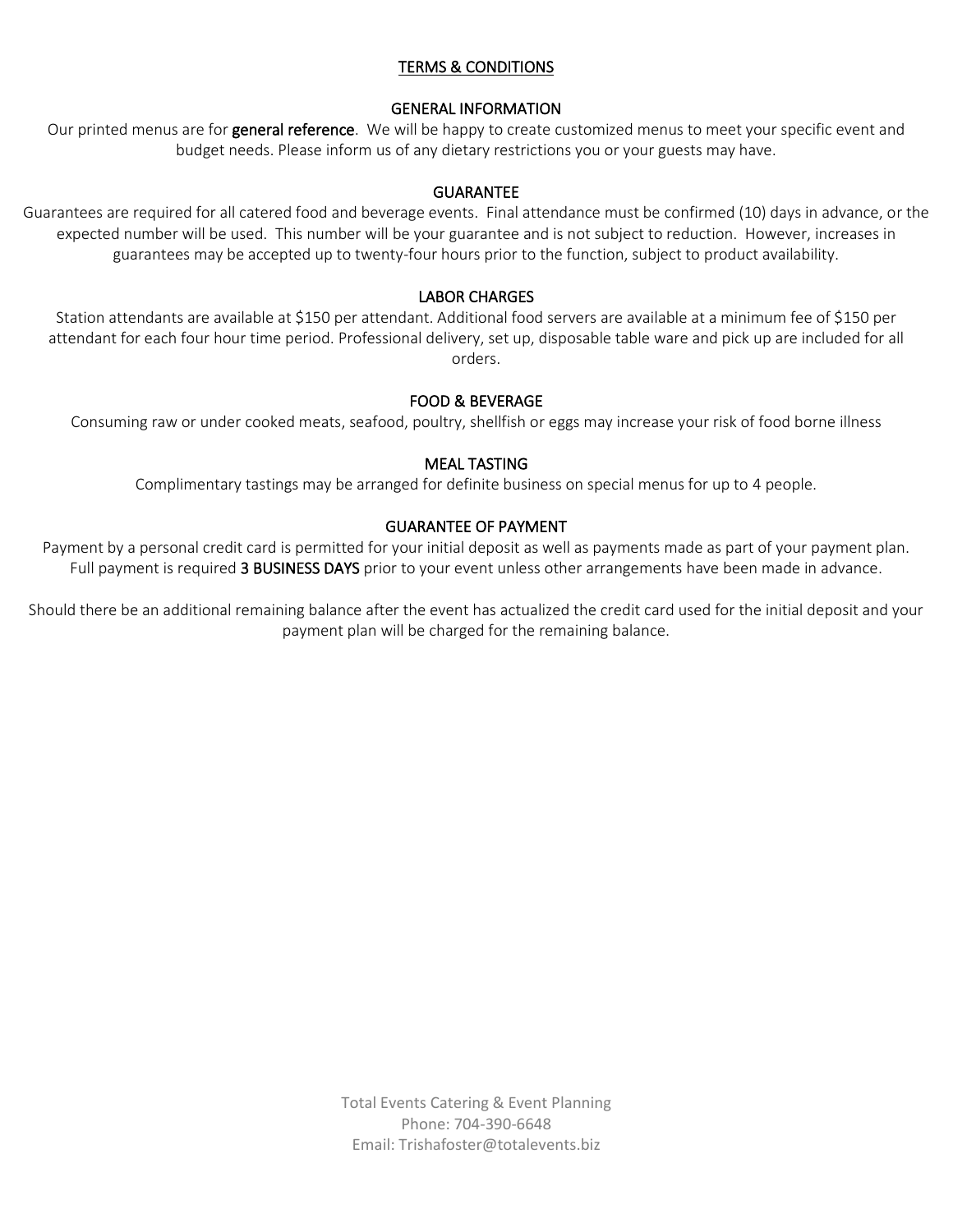# TERMS & CONDITIONS

## GENERAL INFORMATION

Our printed menus are for **general reference**. We will be happy to create customized menus to meet your specific event and budget needs. Please inform us of any dietary restrictions you or your guests may have.

## GUARANTEE

Guarantees are required for all catered food and beverage events. Final attendance must be confirmed (10) days in advance, or the expected number will be used. This number will be your guarantee and is not subject to reduction. However, increases in guarantees may be accepted up to twenty-four hours prior to the function, subject to product availability.

## LABOR CHARGES

Station attendants are available at $150 per attendant. Additional food servers are available at a minimum fee of $150 per attendant for each four hour time period. Professional delivery, set up, disposable table ware and pick up are included for all orders.

## FOOD & BEVERAGE

Consuming raw or under cooked meats, seafood, poultry, shellfish or eggs may increase your risk of food borne illness

## MEAL TASTING

Complimentary tastings may be arranged for definite business on special menus for up to 4 people.

## GUARANTEE OF PAYMENT

Payment by a personal credit card is permitted for your initial deposit as well as payments made as part of your payment plan. Full payment is required **3 BUSINESS DAYS** prior to your event unless other arrangements have been made in advance.

Should there be an additional remaining balance after the event has actualized the credit card used for the initial deposit and your payment plan will be charged for the remaining balance.

Total Events Catering & Event Planning
Phone: 704-390-6648
Email: Trishafoster@totalevents.biz